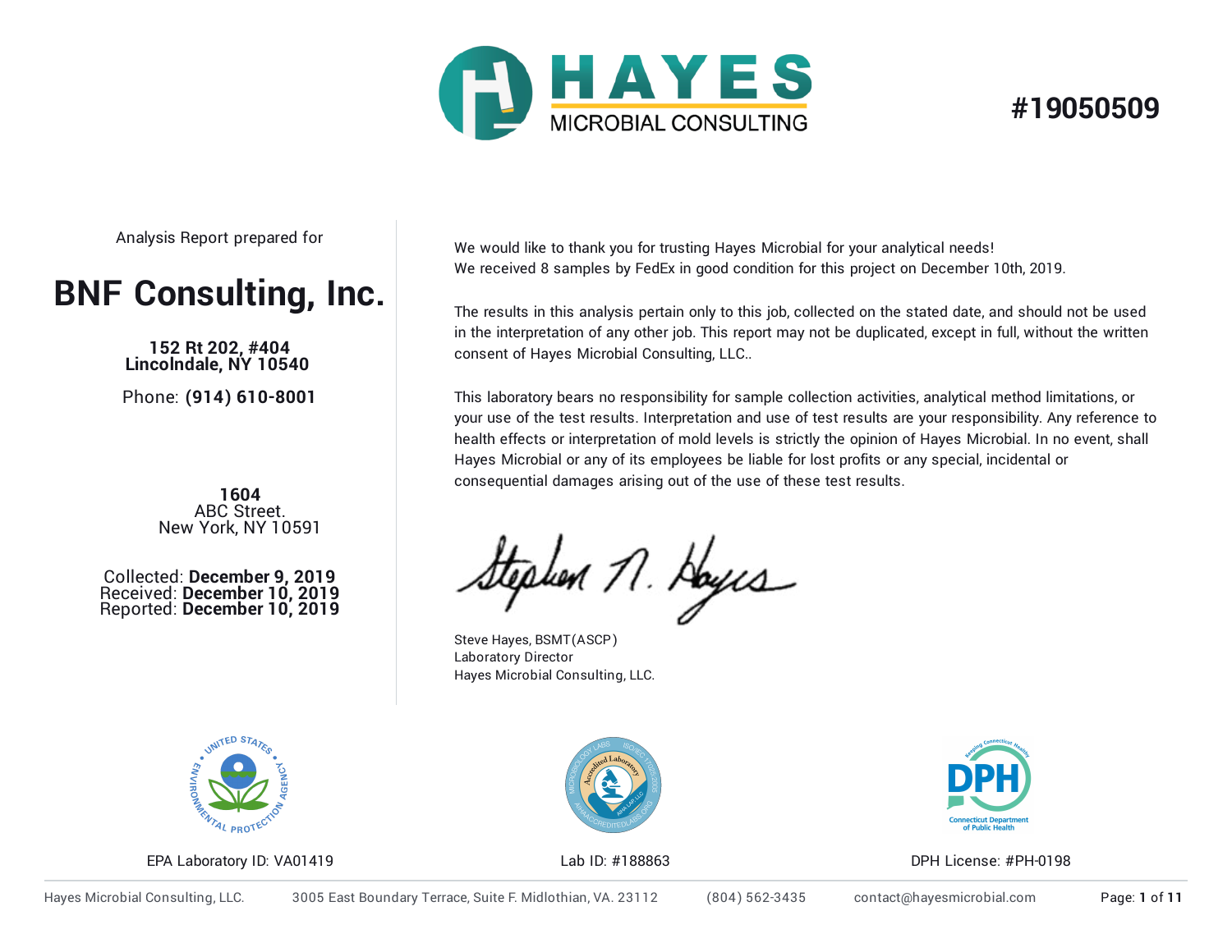# HAYES MICROBIAL CONSULTING

**#19050509**

Analysis Report prepared for

## BNF Consulting, Inc.

**152 Rt 202, #404**
**Lincolndale, NY 10540**

Phone: **(914) 610-8001**

**1604**
ABC Street.
New York, NY 10591

Collected: **December 9, 2019**
Received: **December 10, 2019**
Reported: **December 10, 2019**

We would like to thank you for trusting Hayes Microbial for your analytical needs!
We received 8 samples by FedEx in good condition for this project on December 10th, 2019.

The results in this analysis pertain only to this job, collected on the stated date, and should not be used in the interpretation of any other job. This report may not be duplicated, except in full, without the written consent of Hayes Microbial Consulting, LLC..

This laboratory bears no responsibility for sample collection activities, analytical method limitations, or your use of the test results. Interpretation and use of test results are your responsibility. Any reference to health effects or interpretation of mold levels is strictly the opinion of Hayes Microbial. In no event, shall Hayes Microbial or any of its employees be liable for lost profits or any special, incidental or consequential damages arising out of the use of these test results.

Steve Hayes, BSMT(ASCP)
Laboratory Director
Hayes Microbial Consulting, LLC.

EPA Laboratory ID: VA01419

Lab ID: #188863

DPH License: #PH-0198

Hayes Microbial Consulting, LLC. 3005 East Boundary Terrace, Suite F. Midlothian, VA. 23112 (804) 562-3435 contact@hayesmicrobial.com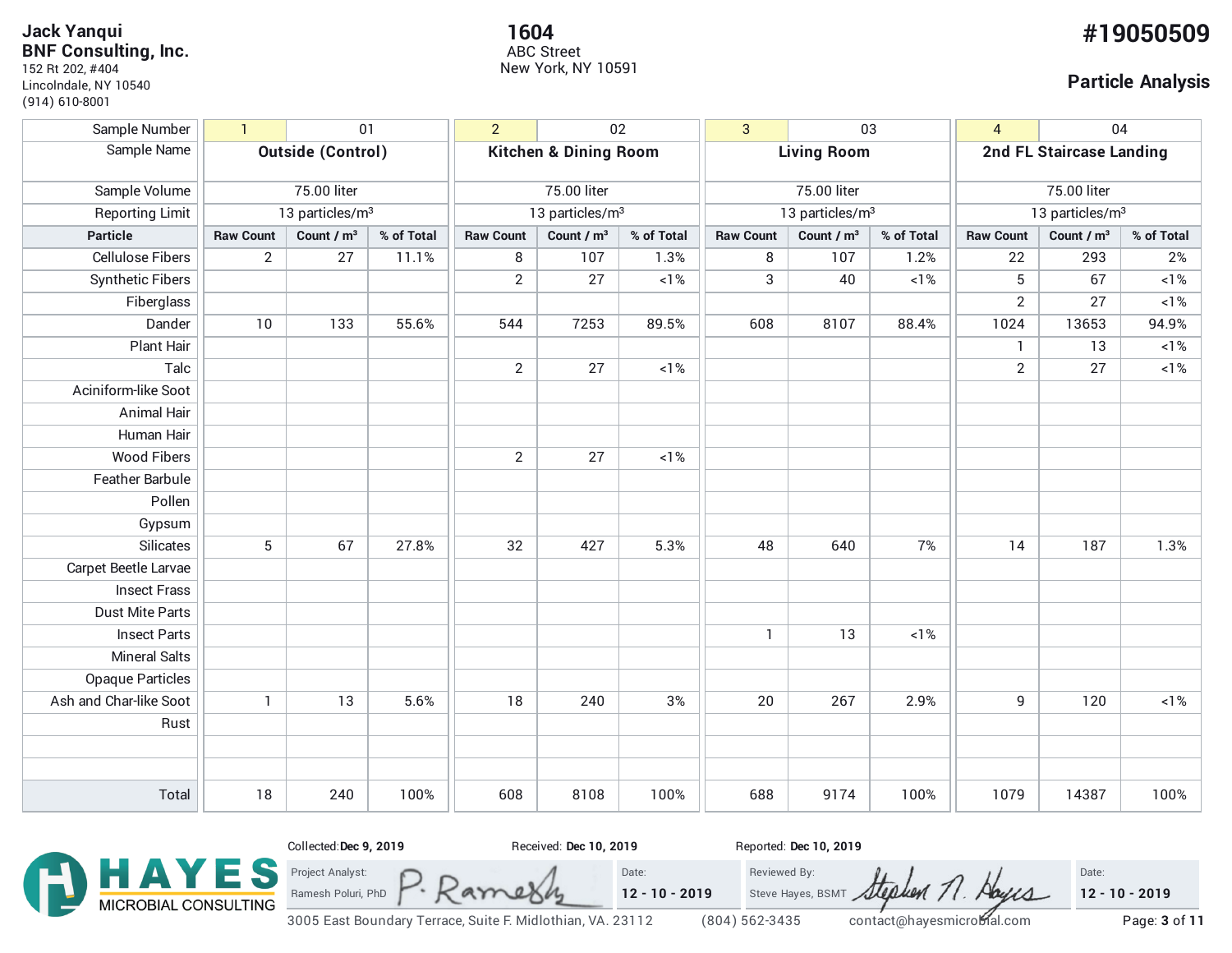**Jack Yanqui**
**BNF Consulting, Inc.**
152 Rt 202, #404
Lincolndale, NY 10540
(914) 610-8001

**1604**
ABC Street
New York, NY 10591

**#19050509**

## Particle Analysis

| Sample Number | 1 | 01 | | 2 | 02 | | 3 | 03 | | 4 | 04 | |
|---|---|---|---|---|---|---|---|---|---|---|---|---|
| Sample Name | **Outside (Control)** | | | **Kitchen & Dining Room** | | | **Living Room** | | | **2nd FL Staircase Landing** | | |
| Sample Volume | 75.00 liter | | | 75.00 liter | | | 75.00 liter | | | 75.00 liter | | |
| Reporting Limit | 13 particles/m³ | | | 13 particles/m³ | | | 13 particles/m³ | | | 13 particles/m³ | | |
| **Particle** | **Raw Count** | **Count / m³** | **% of Total** | **Raw Count** | **Count / m³** | **% of Total** | **Raw Count** | **Count / m³** | **% of Total** | **Raw Count** | **Count / m³** | **% of Total** |
| Cellulose Fibers | 2 | 27 | 11.1% | 8 | 107 | 1.3% | 8 | 107 | 1.2% | 22 | 293 | 2% |
| Synthetic Fibers | | | | 2 | 27 | <1% | 3 | 40 | <1% | 5 | 67 | <1% |
| Fiberglass | | | | | | | | | | 2 | 27 | <1% |
| Dander | 10 | 133 | 55.6% | 544 | 7253 | 89.5% | 608 | 8107 | 88.4% | 1024 | 13653 | 94.9% |
| Plant Hair | | | | | | | | | | 1 | 13 | <1% |
| Talc | | | | 2 | 27 | <1% | | | | 2 | 27 | <1% |
| Aciniform-like Soot | | | | | | | | | | | | |
| Animal Hair | | | | | | | | | | | | |
| Human Hair | | | | | | | | | | | | |
| Wood Fibers | | | | 2 | 27 | <1% | | | | | | |
| Feather Barbule | | | | | | | | | | | | |
| Pollen | | | | | | | | | | | | |
| Gypsum | | | | | | | | | | | | |
| Silicates | 5 | 67 | 27.8% | 32 | 427 | 5.3% | 48 | 640 | 7% | 14 | 187 | 1.3% |
| Carpet Beetle Larvae | | | | | | | | | | | | |
| Insect Frass | | | | | | | | | | | | |
| Dust Mite Parts | | | | | | | | | | | | |
| Insect Parts | | | | | | | 1 | 13 | <1% | | | |
| Mineral Salts | | | | | | | | | | | | |
| Opaque Particles | | | | | | | | | | | | |
| Ash and Char-like Soot | 1 | 13 | 5.6% | 18 | 240 | 3% | 20 | 267 | 2.9% | 9 | 120 | <1% |
| Rust | | | | | | | | | | | | |
| | | | | | | | | | | | | |
| | | | | | | | | | | | | |
| **Total** | 18 | 240 | 100% | 608 | 8108 | 100% | 688 | 9174 | 100% | 1079 | 14387 | 100% |

Collected: **Dec 9, 2019** Received: **Dec 10, 2019** Reported: **Dec 10, 2019**

HAYES MICROBIAL CONSULTING

| Project Analyst: Ramesh Poluri, PhD | Date: **12 - 10 - 2019** | Reviewed By: Steve Hayes, BSMT | Date: **12 - 10 - 2019** |
|---|---|---|---|

3005 East Boundary Terrace, Suite F. Midlothian, VA. 23112 (804) 562-3435 contact@hayesmicrobial.com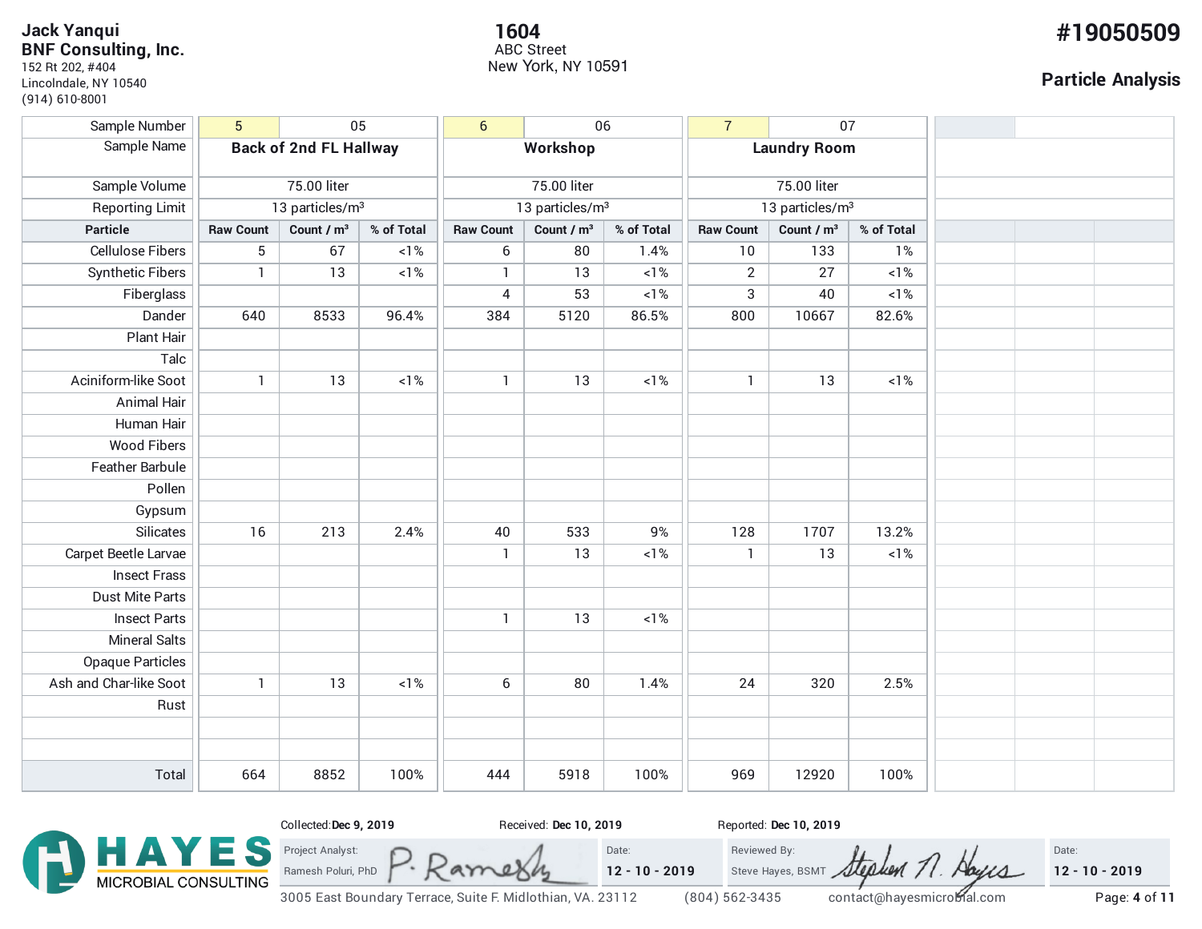**Jack Yanqui**
**BNF Consulting, Inc.**
152 Rt 202, #404
Lincolndale, NY 10540
(914) 610-8001

**1604**
ABC Street
New York, NY 10591

# #19050509

## Particle Analysis

| Sample Number | 5 | 05 | | 6 | 06 | | 7 | 07 | |
|---|---|---|---|---|---|---|---|---|---|
| Sample Name | **Back of 2nd FL Hallway** | | | **Workshop** | | | **Laundry Room** | | |
| Sample Volume | 75.00 liter | | | 75.00 liter | | | 75.00 liter | | |
| Reporting Limit | 13 particles/m³ | | | 13 particles/m³ | | | 13 particles/m³ | | |
| **Particle** | **Raw Count** | **Count / m³** | **% of Total** | **Raw Count** | **Count / m³** | **% of Total** | **Raw Count** | **Count / m³** | **% of Total** |
| Cellulose Fibers | 5 | 67 | <1% | 6 | 80 | 1.4% | 10 | 133 | 1% |
| Synthetic Fibers | 1 | 13 | <1% | 1 | 13 | <1% | 2 | 27 | <1% |
| Fiberglass | | | | 4 | 53 | <1% | 3 | 40 | <1% |
| Dander | 640 | 8533 | 96.4% | 384 | 5120 | 86.5% | 800 | 10667 | 82.6% |
| Plant Hair | | | | | | | | | |
| Talc | | | | | | | | | |
| Aciniform-like Soot | 1 | 13 | <1% | 1 | 13 | <1% | 1 | 13 | <1% |
| Animal Hair | | | | | | | | | |
| Human Hair | | | | | | | | | |
| Wood Fibers | | | | | | | | | |
| Feather Barbule | | | | | | | | | |
| Pollen | | | | | | | | | |
| Gypsum | | | | | | | | | |
| Silicates | 16 | 213 | 2.4% | 40 | 533 | 9% | 128 | 1707 | 13.2% |
| Carpet Beetle Larvae | | | | 1 | 13 | <1% | 1 | 13 | <1% |
| Insect Frass | | | | | | | | | |
| Dust Mite Parts | | | | | | | | | |
| Insect Parts | | | | 1 | 13 | <1% | | | |
| Mineral Salts | | | | | | | | | |
| Opaque Particles | | | | | | | | | |
| Ash and Char-like Soot | 1 | 13 | <1% | 6 | 80 | 1.4% | 24 | 320 | 2.5% |
| Rust | | | | | | | | | |
| Total | 664 | 8852 | 100% | 444 | 5918 | 100% | 969 | 12920 | 100% |

Collected: **Dec 9, 2019** Received: **Dec 10, 2019** Reported: **Dec 10, 2019**

HAYES MICROBIAL CONSULTING

| Project Analyst: Ramesh Poluri, PhD | Date: 12 - 10 - 2019 | Reviewed By: Steve Hayes, BSMT | Date: 12 - 10 - 2019 |
|---|---|---|---|

3005 East Boundary Terrace, Suite F. Midlothian, VA. 23112 (804) 562-3435 contact@hayesmicrobial.com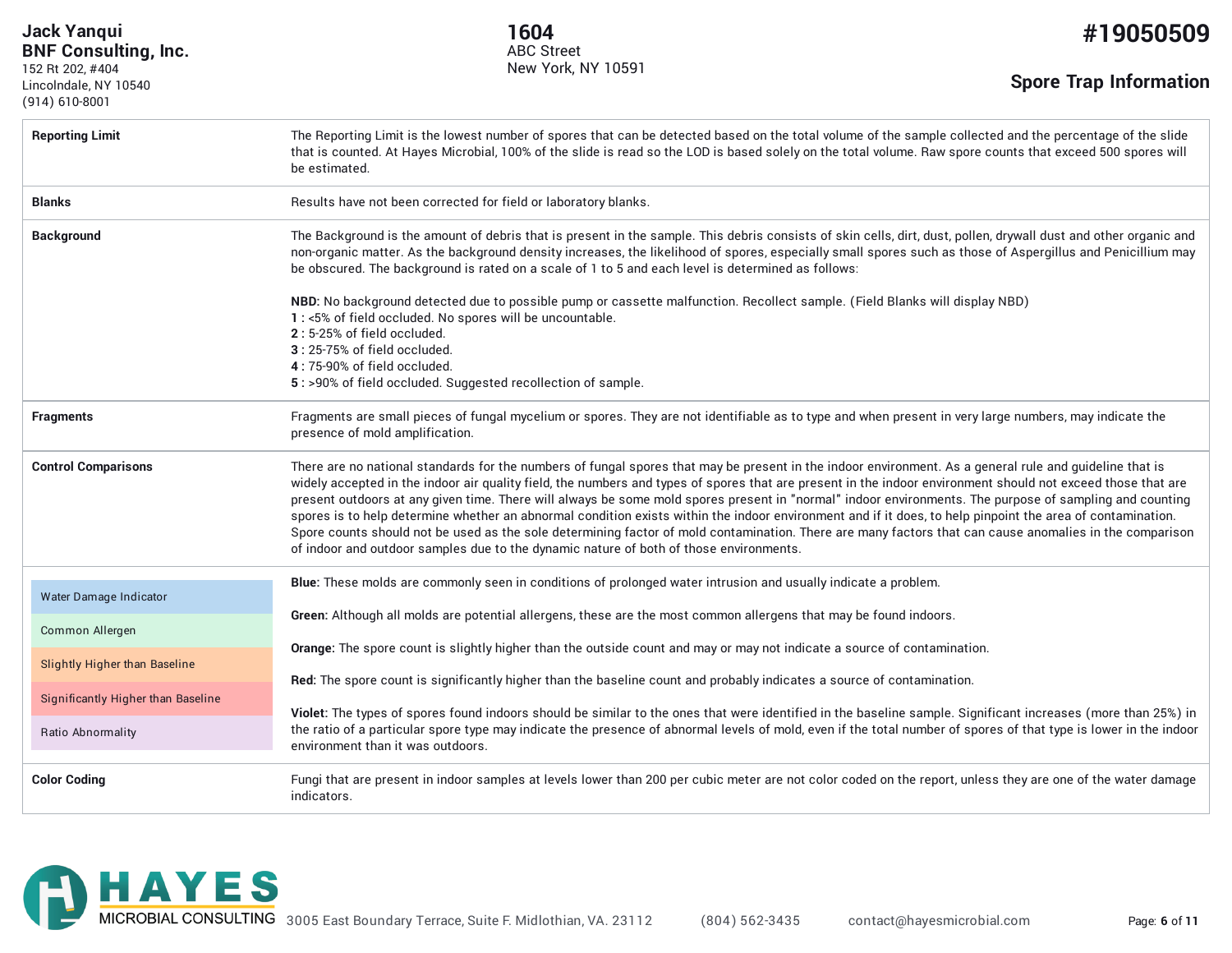Jack Yanqui
**BNF Consulting, Inc.**
152 Rt 202, #404
Lincolndale, NY 10540
(914) 610-8001

**1604**
ABC Street
New York, NY 10591

# #19050509

## Spore Trap Information

| | |
|---|---|
| **Reporting Limit** | The Reporting Limit is the lowest number of spores that can be detected based on the total volume of the sample collected and the percentage of the slide that is counted. At Hayes Microbial, 100% of the slide is read so the LOD is based solely on the total volume. Raw spore counts that exceed 500 spores will be estimated. |
| **Blanks** | Results have not been corrected for field or laboratory blanks. |
| **Background** | The Background is the amount of debris that is present in the sample. This debris consists of skin cells, dirt, dust, pollen, drywall dust and other organic and non-organic matter. As the background density increases, the likelihood of spores, especially small spores such as those of Aspergillus and Penicillium may be obscured. The background is rated on a scale of 1 to 5 and each level is determined as follows:<br><br>**NBD:** No background detected due to possible pump or cassette malfunction. Recollect sample. (Field Blanks will display NBD)<br>**1 :** <5% of field occluded. No spores will be uncountable.<br>**2 :** 5-25% of field occluded.<br>**3 :** 25-75% of field occluded.<br>**4 :** 75-90% of field occluded.<br>**5 :** >90% of field occluded. Suggested recollection of sample. |
| **Fragments** | Fragments are small pieces of fungal mycelium or spores. They are not identifiable as to type and when present in very large numbers, may indicate the presence of mold amplification. |
| **Control Comparisons** | There are no national standards for the numbers of fungal spores that may be present in the indoor environment. As a general rule and guideline that is widely accepted in the indoor air quality field, the numbers and types of spores that are present in the indoor environment should not exceed those that are present outdoors at any given time. There will always be some mold spores present in "normal" indoor environments. The purpose of sampling and counting spores is to help determine whether an abnormal condition exists within the indoor environment and if it does, to help pinpoint the area of contamination. Spore counts should not be used as the sole determining factor of mold contamination. There are many factors that can cause anomalies in the comparison of indoor and outdoor samples due to the dynamic nature of both of those environments. |
| Water Damage Indicator<br>Common Allergen<br>Slightly Higher than Baseline<br>Significantly Higher than Baseline<br>Ratio Abnormality | **Blue:** These molds are commonly seen in conditions of prolonged water intrusion and usually indicate a problem.<br><br>**Green:** Although all molds are potential allergens, these are the most common allergens that may be found indoors.<br><br>**Orange:** The spore count is slightly higher than the outside count and may or may not indicate a source of contamination.<br><br>**Red:** The spore count is significantly higher than the baseline count and probably indicates a source of contamination.<br><br>**Violet:** The types of spores found indoors should be similar to the ones that were identified in the baseline sample. Significant increases (more than 25%) in the ratio of a particular spore type may indicate the presence of abnormal levels of mold, even if the total number of spores of that type is lower in the indoor environment than it was outdoors. |
| **Color Coding** | Fungi that are present in indoor samples at levels lower than 200 per cubic meter are not color coded on the report, unless they are one of the water damage indicators. |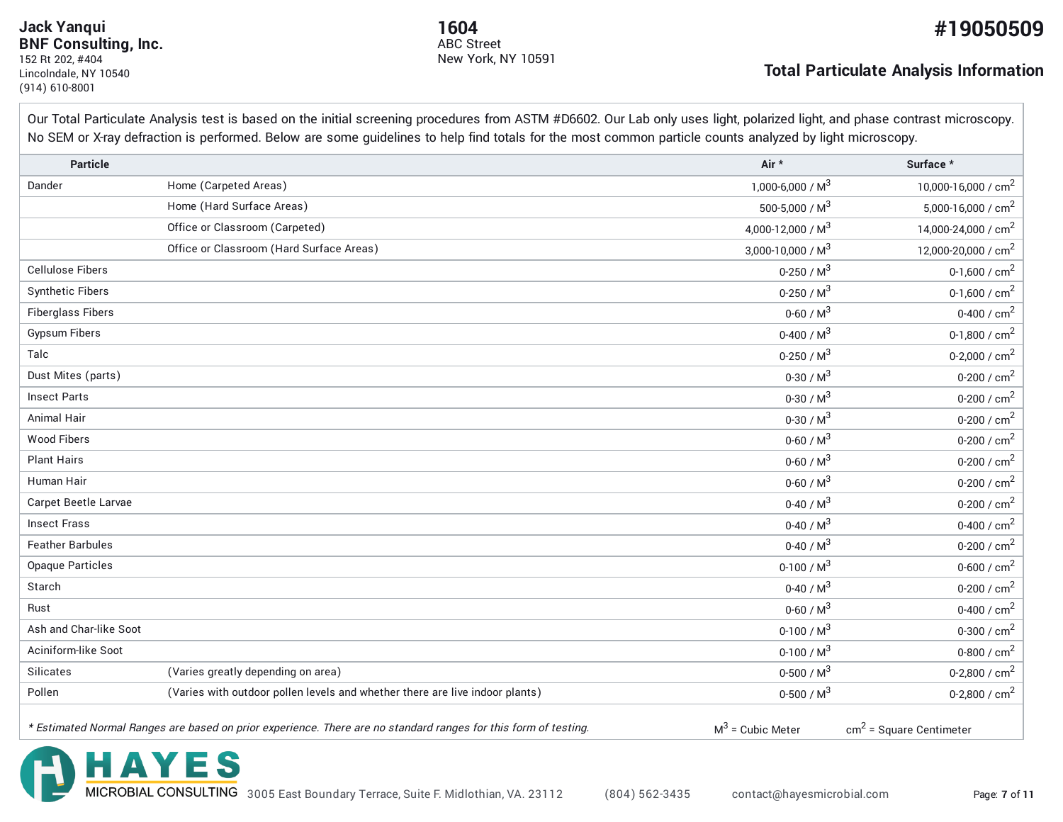**Jack Yanqui**
**BNF Consulting, Inc.**
152 Rt 202, #404
Lincolndale, NY 10540
(914) 610-8001

**1604**
ABC Street
New York, NY 10591

# #19050509

## Total Particulate Analysis Information

Our Total Particulate Analysis test is based on the initial screening procedures from ASTM #D6602. Our Lab only uses light, polarized light, and phase contrast microscopy. No SEM or X-ray defraction is performed. Below are some guidelines to help find totals for the most common particle counts analyzed by light microscopy.

| Particle | | Air * | Surface * |
|---|---|---|---|
| Dander | Home (Carpeted Areas) | 1,000-6,000 / $M^3$ | 10,000-16,000 / $cm^2$ |
| | Home (Hard Surface Areas) | 500-5,000 / $M^3$ | 5,000-16,000 / $cm^2$ |
| | Office or Classroom (Carpeted) | 4,000-12,000 / $M^3$ | 14,000-24,000 / $cm^2$ |
| | Office or Classroom (Hard Surface Areas) | 3,000-10,000 / $M^3$ | 12,000-20,000 / $cm^2$ |
| Cellulose Fibers | | 0-250 / $M^3$ | 0-1,600 / $cm^2$ |
| Synthetic Fibers | | 0-250 / $M^3$ | 0-1,600 / $cm^2$ |
| Fiberglass Fibers | | 0-60 / $M^3$ | 0-400 / $cm^2$ |
| Gypsum Fibers | | 0-400 / $M^3$ | 0-1,800 / $cm^2$ |
| Talc | | 0-250 / $M^3$ | 0-2,000 / $cm^2$ |
| Dust Mites (parts) | | 0-30 / $M^3$ | 0-200 / $cm^2$ |
| Insect Parts | | 0-30 / $M^3$ | 0-200 / $cm^2$ |
| Animal Hair | | 0-30 / $M^3$ | 0-200 / $cm^2$ |
| Wood Fibers | | 0-60 / $M^3$ | 0-200 / $cm^2$ |
| Plant Hairs | | 0-60 / $M^3$ | 0-200 / $cm^2$ |
| Human Hair | | 0-60 / $M^3$ | 0-200 / $cm^2$ |
| Carpet Beetle Larvae | | 0-40 / $M^3$ | 0-200 / $cm^2$ |
| Insect Frass | | 0-40 / $M^3$ | 0-400 / $cm^2$ |
| Feather Barbules | | 0-40 / $M^3$ | 0-200 / $cm^2$ |
| Opaque Particles | | 0-100 / $M^3$ | 0-600 / $cm^2$ |
| Starch | | 0-40 / $M^3$ | 0-200 / $cm^2$ |
| Rust | | 0-60 / $M^3$ | 0-400 / $cm^2$ |
| Ash and Char-like Soot | | 0-100 / $M^3$ | 0-300 / $cm^2$ |
| Aciniform-like Soot | | 0-100 / $M^3$ | 0-800 / $cm^2$ |
| Silicates | (Varies greatly depending on area) | 0-500 / $M^3$ | 0-2,800 / $cm^2$ |
| Pollen | (Varies with outdoor pollen levels and whether there are live indoor plants) | 0-500 / $M^3$ | 0-2,800 / $cm^2$ |

*\* Estimated Normal Ranges are based on prior experience. There are no standard ranges for this form of testing.*

$M^3$ = Cubic Meter    $cm^2$ = Square Centimeter

HAYES MICROBIAL CONSULTING 3005 East Boundary Terrace, Suite F. Midlothian, VA. 23112 (804) 562-3435 contact@hayesmicrobial.com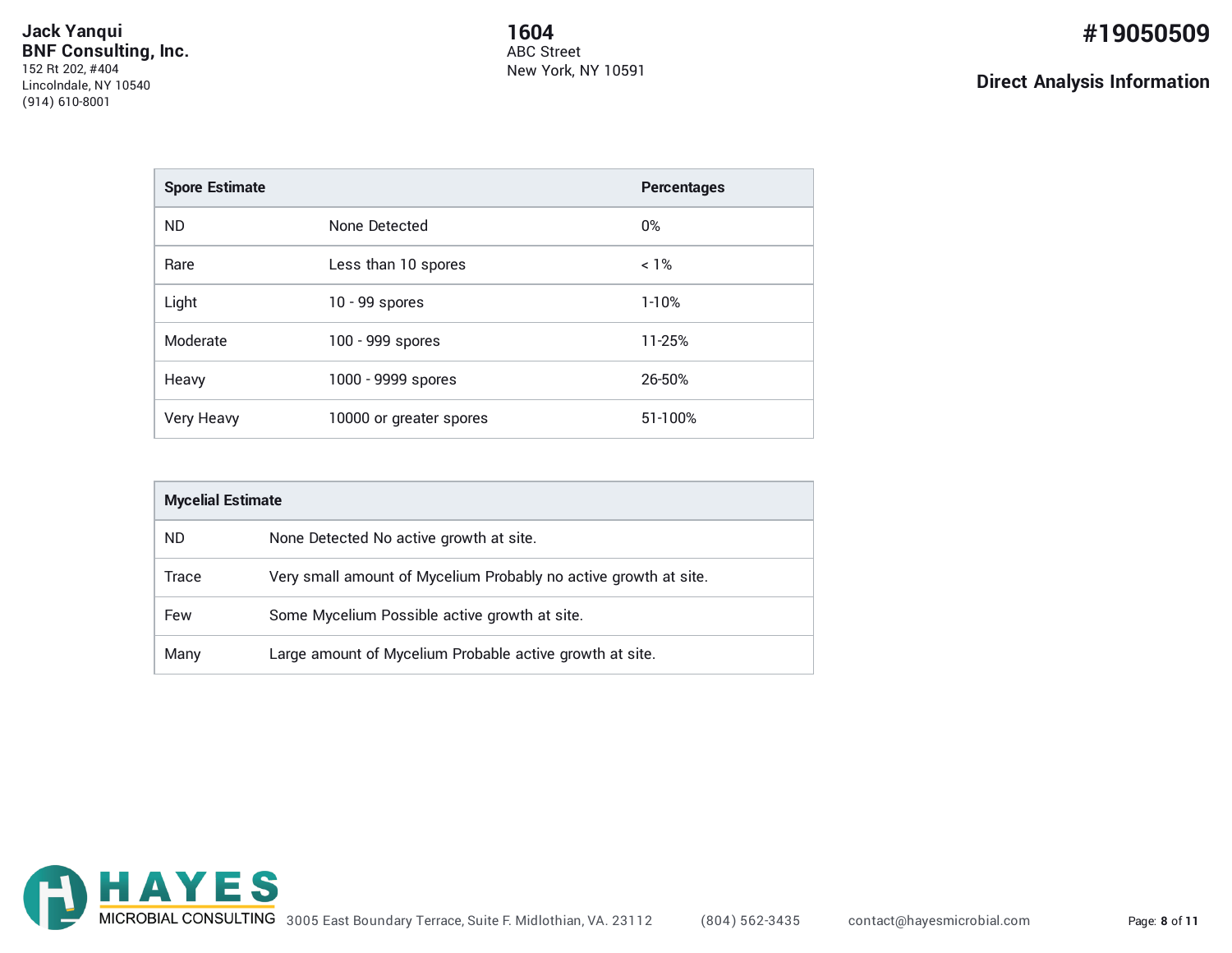Jack Yanqui
**BNF Consulting, Inc.**
152 Rt 202, #404
Lincolndale, NY 10540
(914) 610-8001

**1604**
ABC Street
New York, NY 10591

## #19050509

## Direct Analysis Information

| Spore Estimate | | Percentages |
|---|---|---|
| ND | None Detected | 0% |
| Rare | Less than 10 spores | < 1% |
| Light | 10 - 99 spores | 1-10% |
| Moderate | 100 - 999 spores | 11-25% |
| Heavy | 1000 - 9999 spores | 26-50% |
| Very Heavy | 10000 or greater spores | 51-100% |

| Mycelial Estimate | |
|---|---|
| ND | None Detected No active growth at site. |
| Trace | Very small amount of Mycelium Probably no active growth at site. |
| Few | Some Mycelium Possible active growth at site. |
| Many | Large amount of Mycelium Probable active growth at site. |

HAYES MICROBIAL CONSULTING 3005 East Boundary Terrace, Suite F. Midlothian, VA. 23112 (804) 562-3435 contact@hayesmicrobial.com